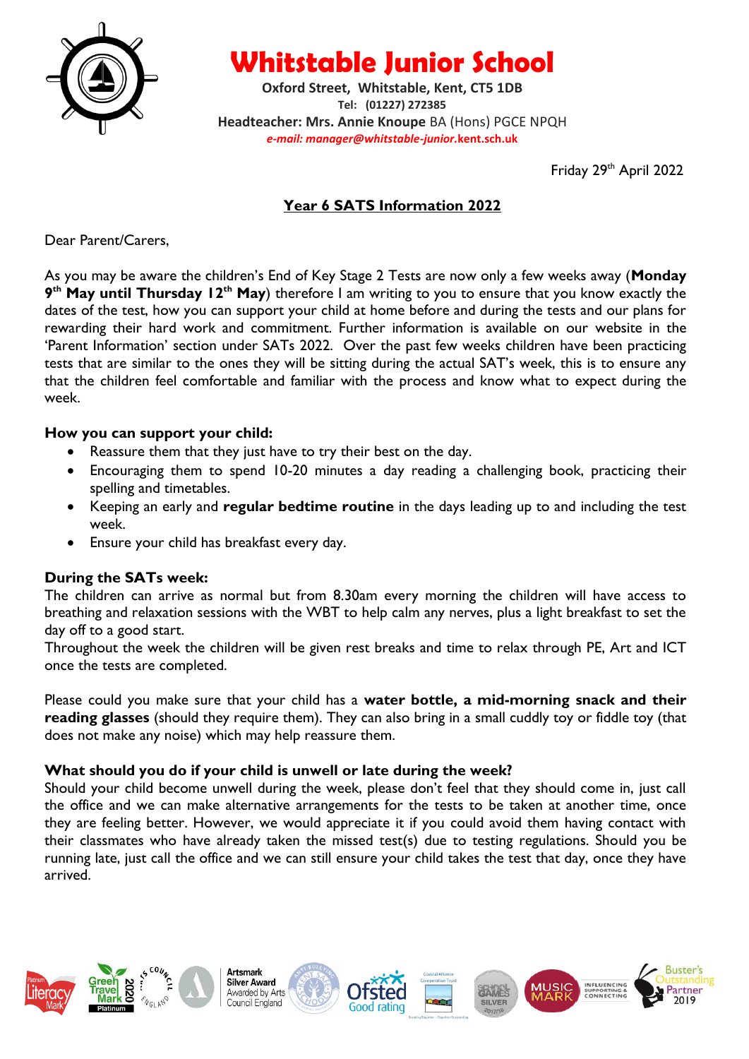# Whitstable Junior School

**Oxford Street, Whitstable, Kent, CT5 1DB**
**Tel: (01227) 272385**
**Headteacher: Mrs. Annie Knoupe** BA (Hons) PGCE NPQH
***e-mail: manager@whitstable-junior*.kent.sch.uk**

Friday 29th April 2022

## Year 6 SATS Information 2022

Dear Parent/Carers,

As you may be aware the children's End of Key Stage 2 Tests are now only a few weeks away (**Monday 9th May until Thursday 12th May**) therefore I am writing to you to ensure that you know exactly the dates of the test, how you can support your child at home before and during the tests and our plans for rewarding their hard work and commitment. Further information is available on our website in the 'Parent Information' section under SATs 2022. Over the past few weeks children have been practicing tests that are similar to the ones they will be sitting during the actual SAT's week, this is to ensure any that the children feel comfortable and familiar with the process and know what to expect during the week.

### How you can support your child:

- Reassure them that they just have to try their best on the day.
- Encouraging them to spend 10-20 minutes a day reading a challenging book, practicing their spelling and timetables.
- Keeping an early and **regular bedtime routine** in the days leading up to and including the test week.
- Ensure your child has breakfast every day.

### During the SATs week:

The children can arrive as normal but from 8.30am every morning the children will have access to breathing and relaxation sessions with the WBT to help calm any nerves, plus a light breakfast to set the day off to a good start.
Throughout the week the children will be given rest breaks and time to relax through PE, Art and ICT once the tests are completed.

Please could you make sure that your child has a **water bottle, a mid-morning snack and their reading glasses** (should they require them). They can also bring in a small cuddly toy or fiddle toy (that does not make any noise) which may help reassure them.

### What should you do if your child is unwell or late during the week?

Should your child become unwell during the week, please don't feel that they should come in, just call the office and we can make alternative arrangements for the tests to be taken at another time, once they are feeling better. However, we would appreciate it if you could avoid them having contact with their classmates who have already taken the missed test(s) due to testing regulations. Should you be running late, just call the office and we can still ensure your child takes the test that day, once they have arrived.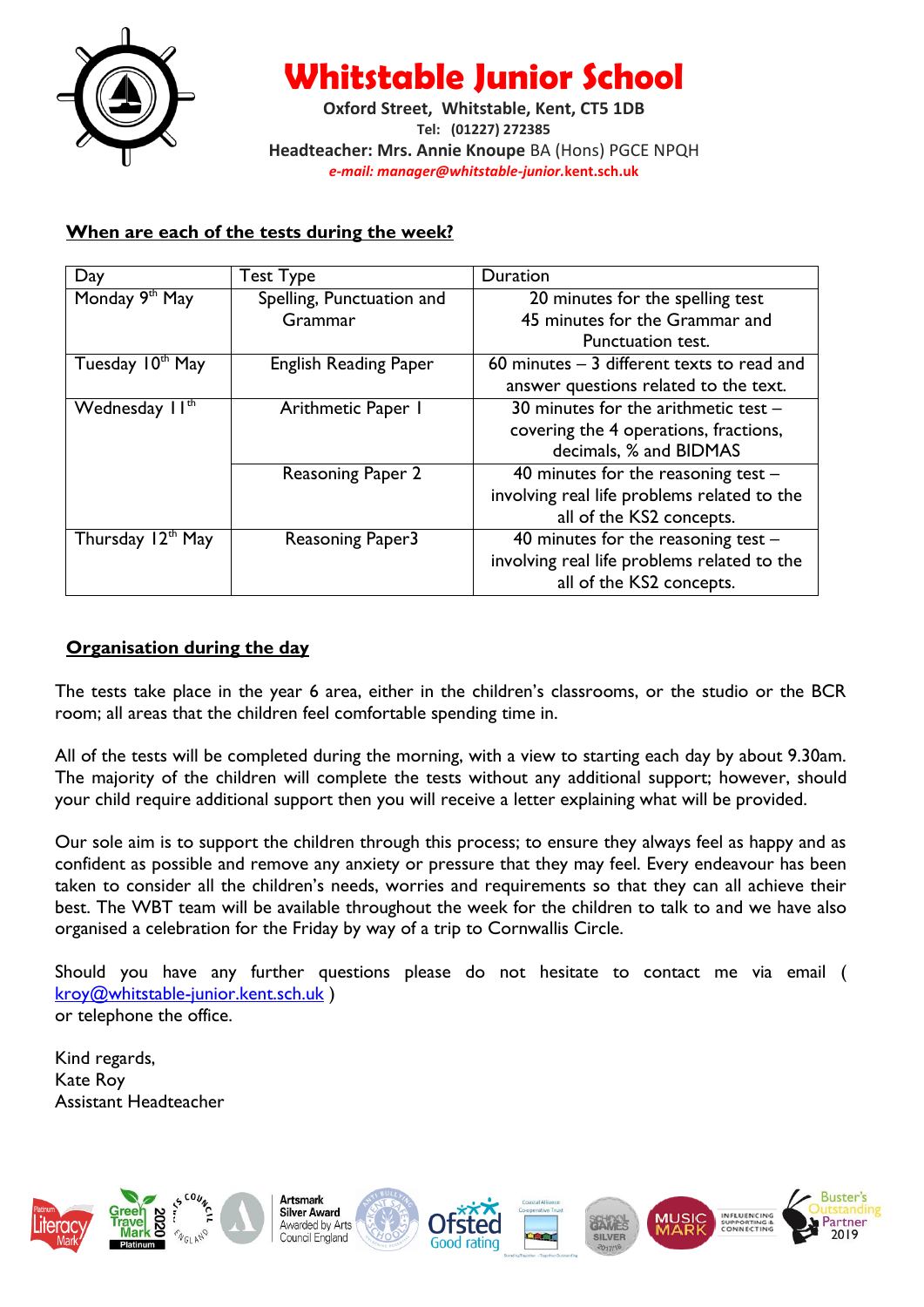# Whitstable Junior School

**Oxford Street, Whitstable, Kent, CT5 1DB**
**Tel: (01227) 272385**
**Headteacher: Mrs. Annie Knoupe** BA (Hons) PGCE NPQH
*e-mail: manager@whitstable-junior.kent.sch.uk*

## When are each of the tests during the week?

| Day | Test Type | Duration |
|---|---|---|
| Monday 9th May | Spelling, Punctuation and Grammar | 20 minutes for the spelling test<br>45 minutes for the Grammar and Punctuation test. |
| Tuesday 10th May | English Reading Paper | 60 minutes – 3 different texts to read and answer questions related to the text. |
| Wednesday 11th | Arithmetic Paper 1 | 30 minutes for the arithmetic test – covering the 4 operations, fractions, decimals, % and BIDMAS |
| | Reasoning Paper 2 | 40 minutes for the reasoning test – involving real life problems related to the all of the KS2 concepts. |
| Thursday 12th May | Reasoning Paper3 | 40 minutes for the reasoning test – involving real life problems related to the all of the KS2 concepts. |

## Organisation during the day

The tests take place in the year 6 area, either in the children's classrooms, or the studio or the BCR room; all areas that the children feel comfortable spending time in.

All of the tests will be completed during the morning, with a view to starting each day by about 9.30am. The majority of the children will complete the tests without any additional support; however, should your child require additional support then you will receive a letter explaining what will be provided.

Our sole aim is to support the children through this process; to ensure they always feel as happy and as confident as possible and remove any anxiety or pressure that they may feel. Every endeavour has been taken to consider all the children's needs, worries and requirements so that they can all achieve their best. The WBT team will be available throughout the week for the children to talk to and we have also organised a celebration for the Friday by way of a trip to Cornwallis Circle.

Should you have any further questions please do not hesitate to contact me via email ( kroy@whitstable-junior.kent.sch.uk )
or telephone the office.

Kind regards,
Kate Roy
Assistant Headteacher